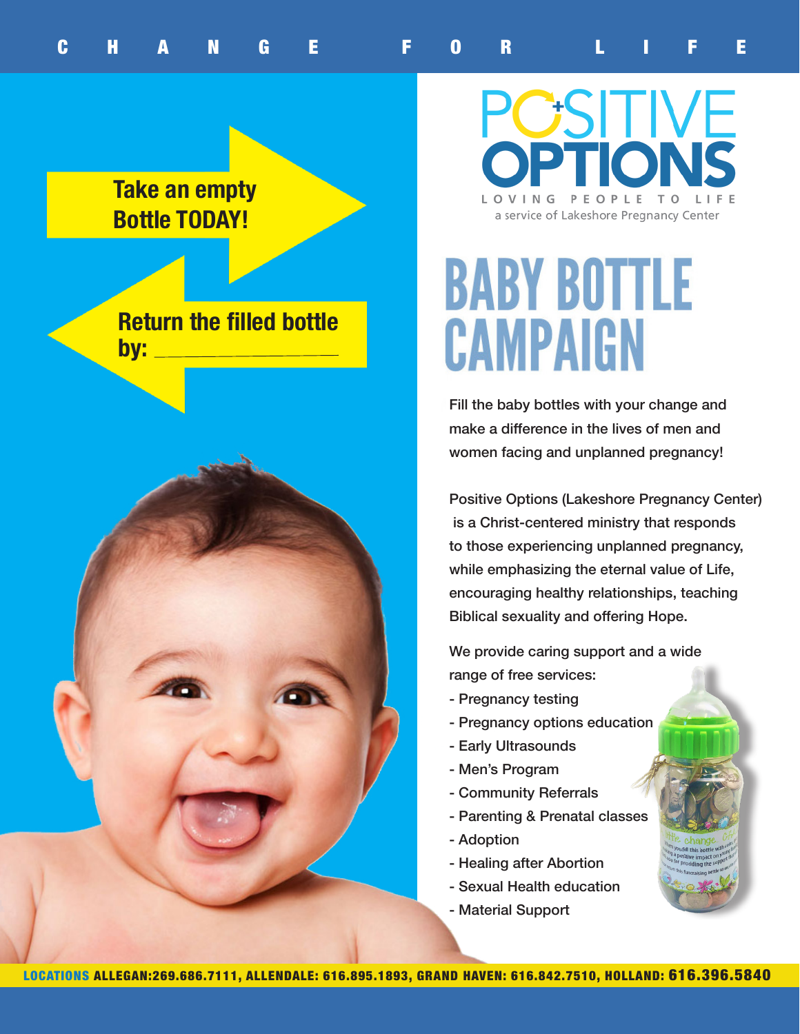CHANGE FOR LIFE

**Take an empty Bottle TODAY!**

**Return the filled bottle by: ________________**

# POSITIVE OPTIONS

LOVING PEOPLE TO LIFE

a service of Lakeshore Pregnancy Center

# BABY BOTTLE CAMPAIGN

Fill the baby bottles with your change and make a difference in the lives of men and women facing and unplanned pregnancy!

Positive Options (Lakeshore Pregnancy Center) is a Christ-centered ministry that responds to those experiencing unplanned pregnancy, while emphasizing the eternal value of Life, encouraging healthy relationships, teaching Biblical sexuality and offering Hope.

We provide caring support and a wide range of free services:

- Pregnancy testing
- Pregnancy options education
- Early Ultrasounds
- Men's Program
- Community Referrals
- Parenting & Prenatal classes
- Adoption
- Healing after Abortion
- Sexual Health education
- Material Support

**LOCATIONS ALLEGAN:269.686.7111, ALLENDALE: 616.895.1893, GRAND HAVEN: 616.842.7510, HOLLAND: 616.396.5840**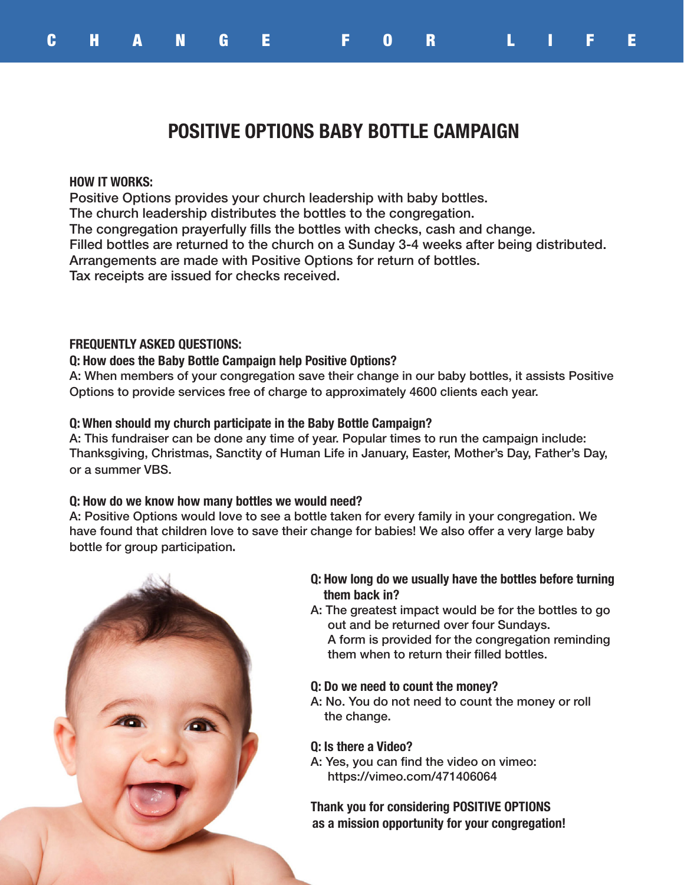CHANGE FOR LIFE

# POSITIVE OPTIONS BABY BOTTLE CAMPAIGN

**HOW IT WORKS:**

Positive Options provides your church leadership with baby bottles.
The church leadership distributes the bottles to the congregation.
The congregation prayerfully fills the bottles with checks, cash and change.
Filled bottles are returned to the church on a Sunday 3-4 weeks after being distributed.
Arrangements are made with Positive Options for return of bottles.
Tax receipts are issued for checks received.

**FREQUENTLY ASKED QUESTIONS:**

**Q: How does the Baby Bottle Campaign help Positive Options?**

A: When members of your congregation save their change in our baby bottles, it assists Positive Options to provide services free of charge to approximately 4600 clients each year.

**Q: When should my church participate in the Baby Bottle Campaign?**

A: This fundraiser can be done any time of year. Popular times to run the campaign include: Thanksgiving, Christmas, Sanctity of Human Life in January, Easter, Mother's Day, Father's Day, or a summer VBS.

**Q: How do we know how many bottles we would need?**

A: Positive Options would love to see a bottle taken for every family in your congregation. We have found that children love to save their change for babies! We also offer a very large baby bottle for group participation.

**Q: How long do we usually have the bottles before turning them back in?**

A: The greatest impact would be for the bottles to go out and be returned over four Sundays. A form is provided for the congregation reminding them when to return their filled bottles.

**Q: Do we need to count the money?**

A: No. You do not need to count the money or roll the change.

**Q: Is there a Video?**

A: Yes, you can find the video on vimeo: https://vimeo.com/471406064

**Thank you for considering POSITIVE OPTIONS as a mission opportunity for your congregation!**